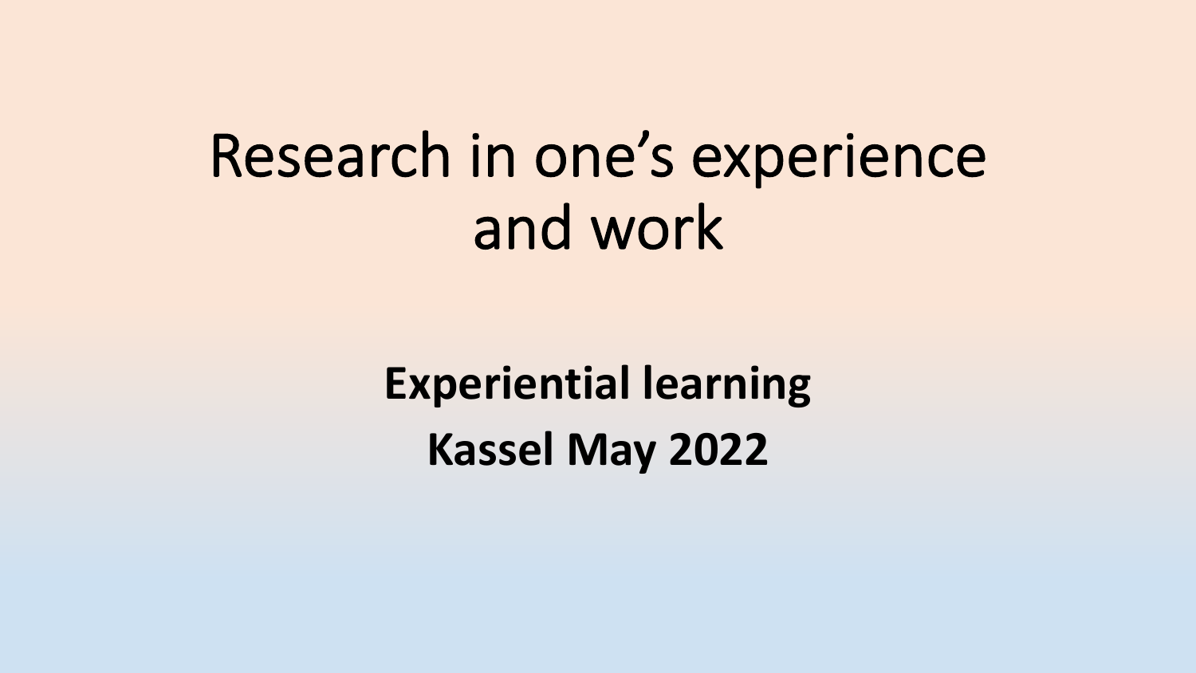# Research in one's experience and work

**Experiential learning**

**Kassel May 2022**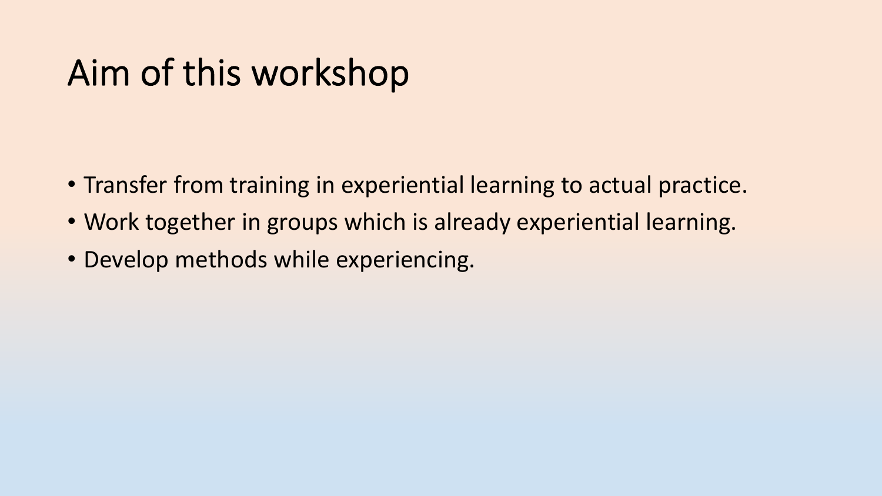# Aim of this workshop

- Transfer from training in experiential learning to actual practice.
- Work together in groups which is already experiential learning.
- Develop methods while experiencing.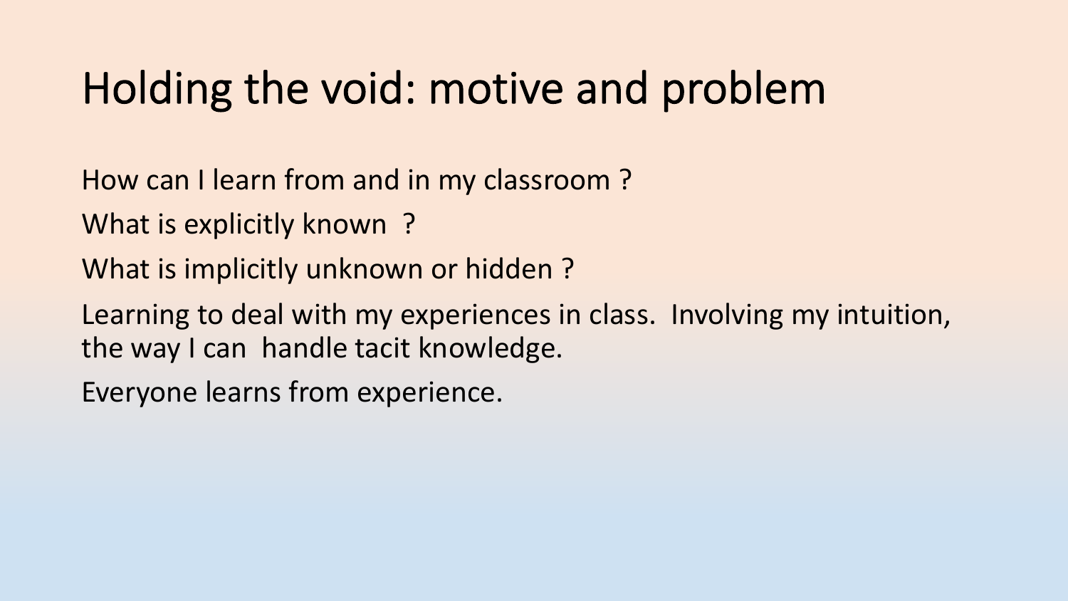# Holding the void: motive and problem

How can I learn from and in my classroom ?

What is explicitly known ?

What is implicitly unknown or hidden ?

Learning to deal with my experiences in class. Involving my intuition, the way I can handle tacit knowledge.

Everyone learns from experience.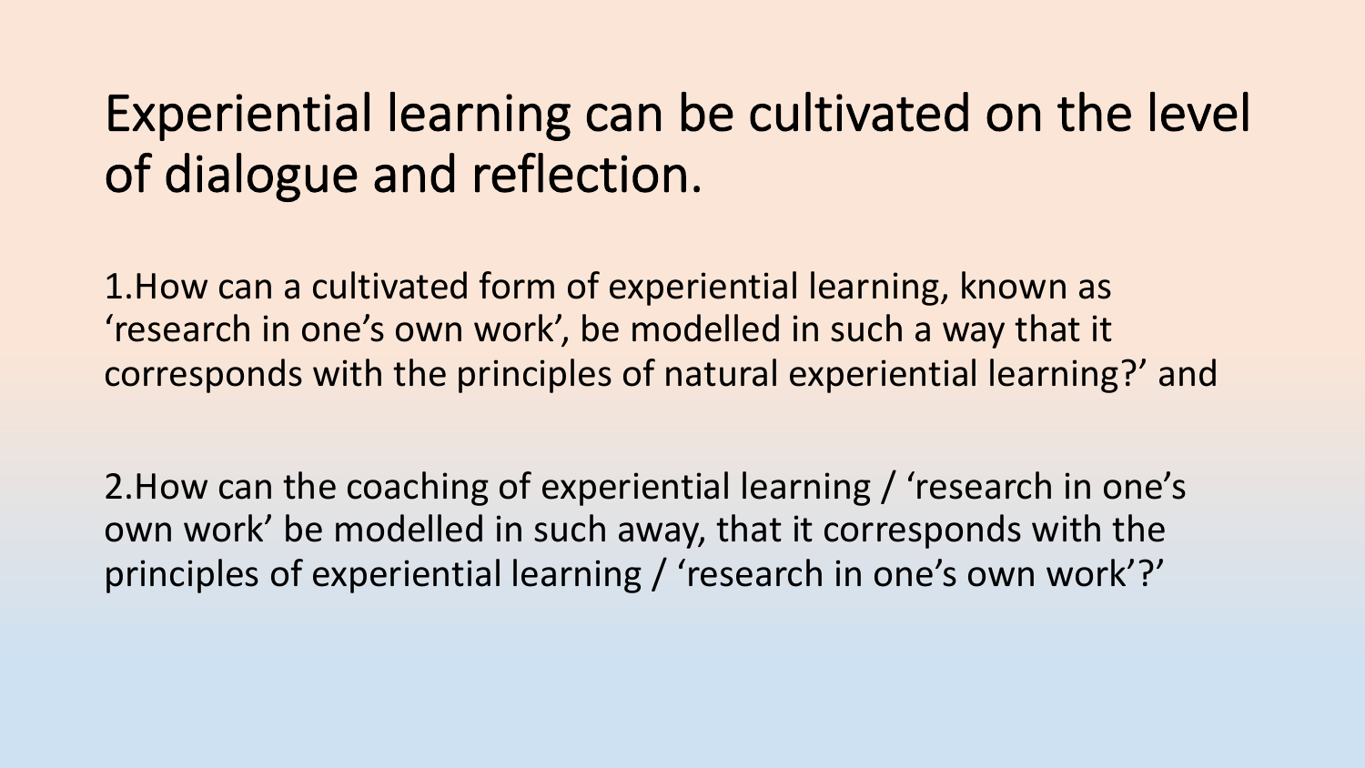# Experiential learning can be cultivated on the level of dialogue and reflection.

1.How can a cultivated form of experiential learning, known as 'research in one's own work', be modelled in such a way that it corresponds with the principles of natural experiential learning?' and

2.How can the coaching of experiential learning / 'research in one's own work' be modelled in such away, that it corresponds with the principles of experiential learning / 'research in one's own work'?'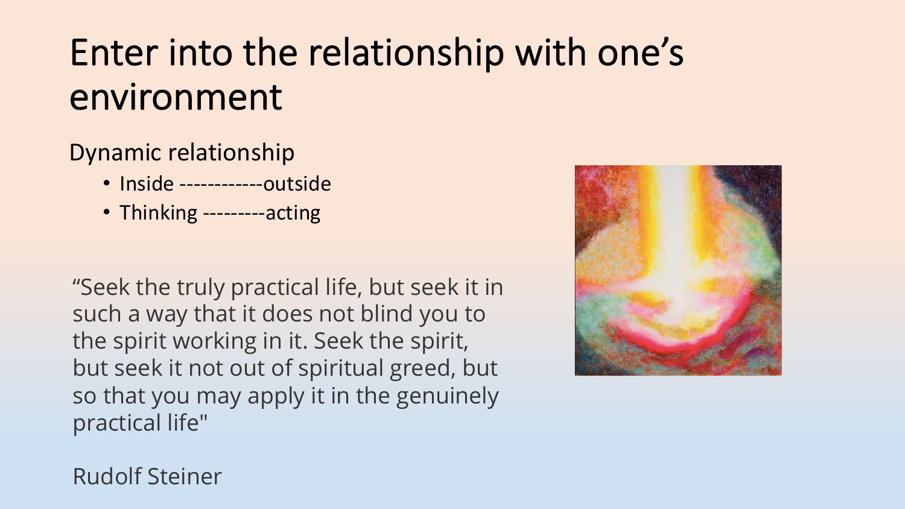# Enter into the relationship with one's environment

Dynamic relationship

- Inside ------------outside
- Thinking ---------acting

"Seek the truly practical life, but seek it in such a way that it does not blind you to the spirit working in it. Seek the spirit, but seek it not out of spiritual greed, but so that you may apply it in the genuinely practical life"

Rudolf Steiner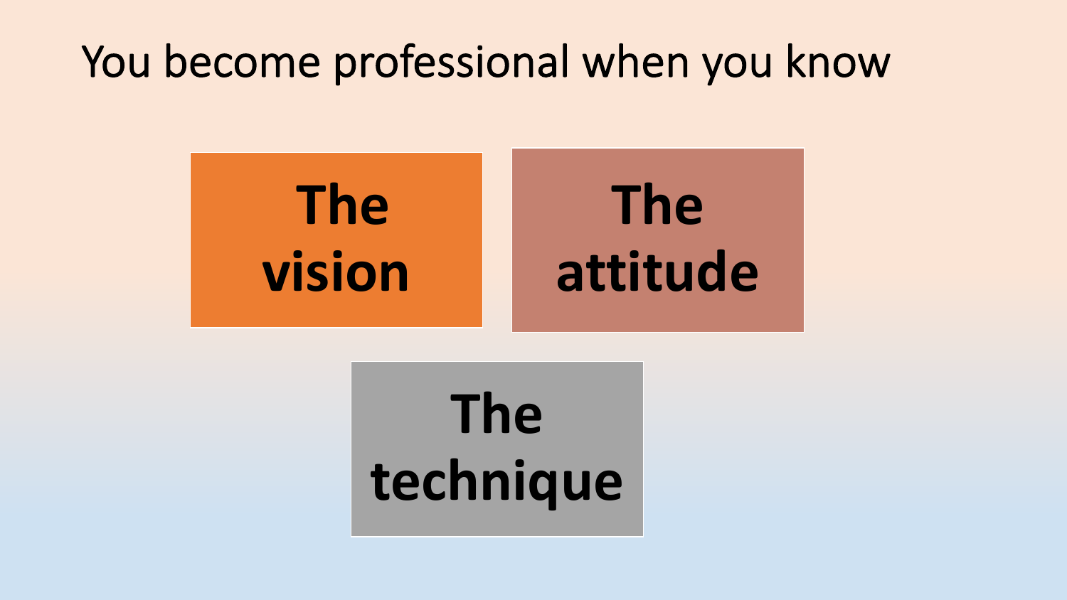# You become professional when you know

**The vision**

**The attitude**

**The technique**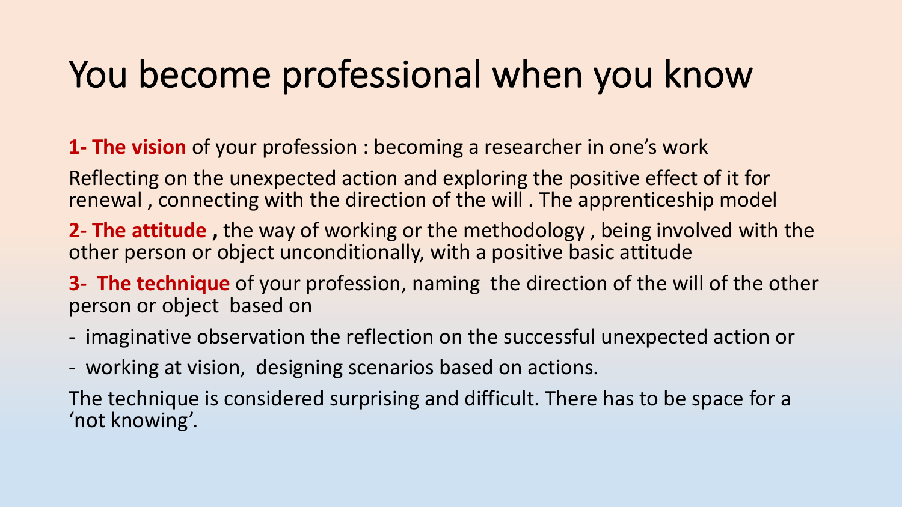# You become professional when you know

**1- The vision** of your profession : becoming a researcher in one's work

Reflecting on the unexpected action and exploring the positive effect of it for renewal , connecting with the direction of the will . The apprenticeship model

**2- The attitude ,** the way of working or the methodology , being involved with the other person or object unconditionally, with a positive basic attitude

**3- The technique** of your profession, naming the direction of the will of the other person or object based on

- imaginative observation the reflection on the successful unexpected action or
- working at vision, designing scenarios based on actions.

The technique is considered surprising and difficult. There has to be space for a 'not knowing'.